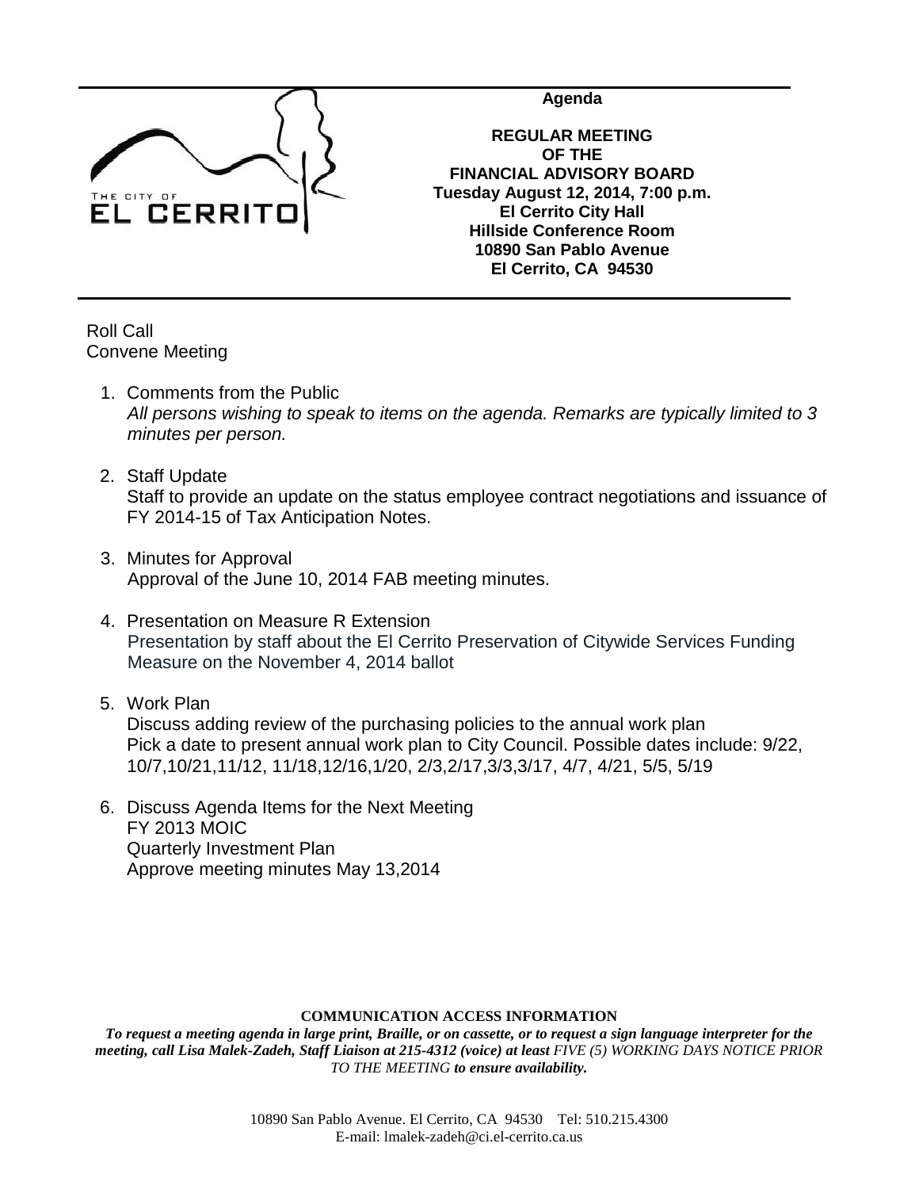THE CITY OF EL CERRITO

**Agenda**

**REGULAR MEETING**
**OF THE**
**FINANCIAL ADVISORY BOARD**
**Tuesday August 12, 2014, 7:00 p.m.**
**El Cerrito City Hall**
**Hillside Conference Room**
**10890 San Pablo Avenue**
**El Cerrito, CA 94530**

Roll Call
Convene Meeting

1. Comments from the Public
   *All persons wishing to speak to items on the agenda. Remarks are typically limited to 3 minutes per person.*

2. Staff Update
   Staff to provide an update on the status employee contract negotiations and issuance of FY 2014-15 of Tax Anticipation Notes.

3. Minutes for Approval
   Approval of the June 10, 2014 FAB meeting minutes.

4. Presentation on Measure R Extension
   Presentation by staff about the El Cerrito Preservation of Citywide Services Funding Measure on the November 4, 2014 ballot

5. Work Plan
   Discuss adding review of the purchasing policies to the annual work plan
   Pick a date to present annual work plan to City Council. Possible dates include: 9/22, 10/7,10/21,11/12, 11/18,12/16,1/20, 2/3,2/17,3/3,3/17, 4/7, 4/21, 5/5, 5/19

6. Discuss Agenda Items for the Next Meeting
   FY 2013 MOIC
   Quarterly Investment Plan
   Approve meeting minutes May 13,2014

**COMMUNICATION ACCESS INFORMATION**

***To request a meeting agenda in large print, Braille, or on cassette, or to request a sign language interpreter for the meeting, call Lisa Malek-Zadeh, Staff Liaison at 215-4312 (voice) at least** FIVE (5) WORKING DAYS NOTICE PRIOR TO THE MEETING **to ensure availability.***

10890 San Pablo Avenue. El Cerrito, CA 94530 Tel: 510.215.4300
E-mail: lmalek-zadeh@ci.el-cerrito.ca.us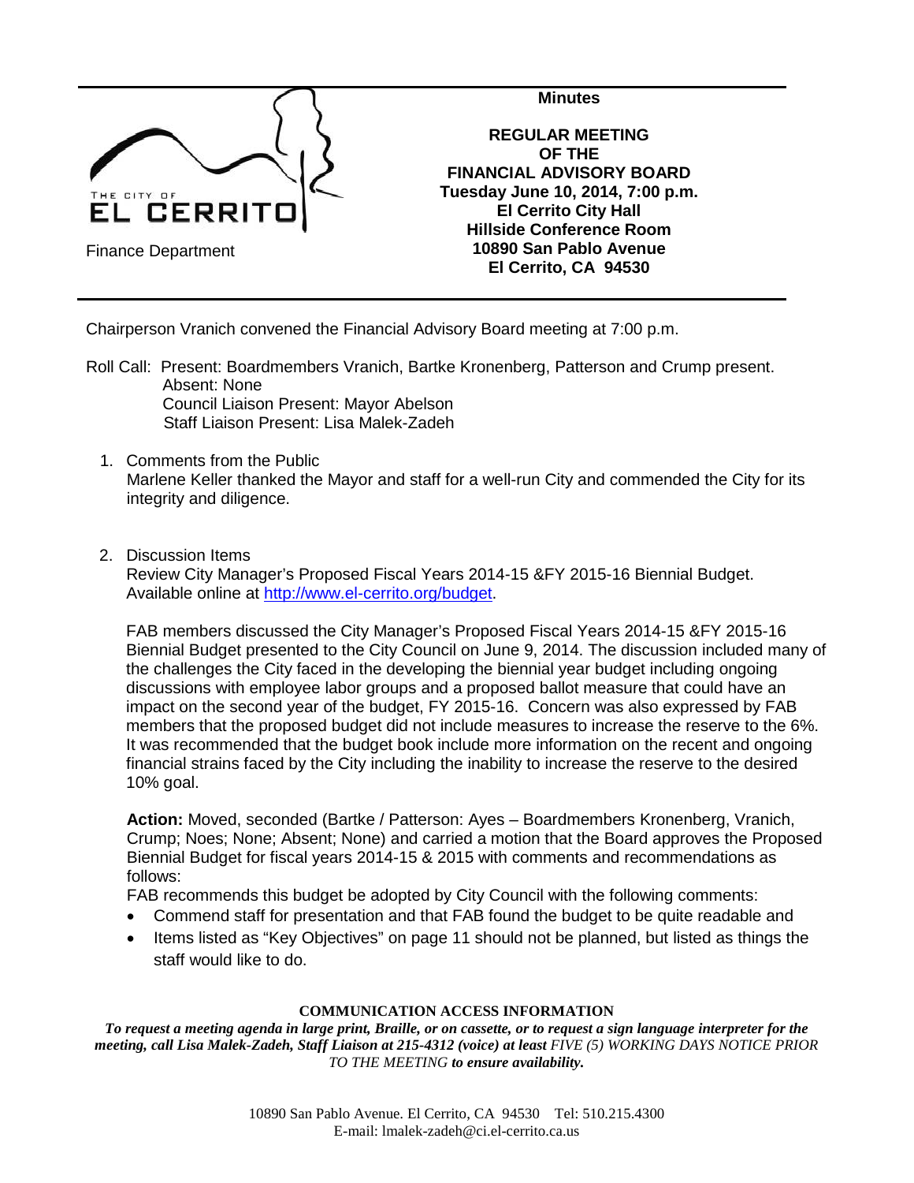Finance Department

**Minutes**

**REGULAR MEETING OF THE FINANCIAL ADVISORY BOARD**
**Tuesday June 10, 2014, 7:00 p.m.**
**El Cerrito City Hall**
**Hillside Conference Room**
**10890 San Pablo Avenue**
**El Cerrito, CA 94530**

Chairperson Vranich convened the Financial Advisory Board meeting at 7:00 p.m.

Roll Call: Present: Boardmembers Vranich, Bartke Kronenberg, Patterson and Crump present.
Absent: None
Council Liaison Present: Mayor Abelson
Staff Liaison Present: Lisa Malek-Zadeh

1. Comments from the Public
   Marlene Keller thanked the Mayor and staff for a well-run City and commended the City for its integrity and diligence.

2. Discussion Items
   Review City Manager's Proposed Fiscal Years 2014-15 &FY 2015-16 Biennial Budget. Available online at [http://www.el-cerrito.org/budget](http://www.el-cerrito.org/budget).

   FAB members discussed the City Manager's Proposed Fiscal Years 2014-15 &FY 2015-16 Biennial Budget presented to the City Council on June 9, 2014. The discussion included many of the challenges the City faced in the developing the biennial year budget including ongoing discussions with employee labor groups and a proposed ballot measure that could have an impact on the second year of the budget, FY 2015-16. Concern was also expressed by FAB members that the proposed budget did not include measures to increase the reserve to the 6%. It was recommended that the budget book include more information on the recent and ongoing financial strains faced by the City including the inability to increase the reserve to the desired 10% goal.

   **Action:** Moved, seconded (Bartke / Patterson: Ayes – Boardmembers Kronenberg, Vranich, Crump; Noes; None; Absent; None) and carried a motion that the Board approves the Proposed Biennial Budget for fiscal years 2014-15 & 2015 with comments and recommendations as follows:
   FAB recommends this budget be adopted by City Council with the following comments:
   - Commend staff for presentation and that FAB found the budget to be quite readable and
   - Items listed as "Key Objectives" on page 11 should not be planned, but listed as things the staff would like to do.

**COMMUNICATION ACCESS INFORMATION**

***To request a meeting agenda in large print, Braille, or on cassette, or to request a sign language interpreter for the meeting, call Lisa Malek-Zadeh, Staff Liaison at 215-4312 (voice) at least** FIVE (5) WORKING DAYS NOTICE PRIOR TO THE MEETING **to ensure availability.***

10890 San Pablo Avenue. El Cerrito, CA 94530 Tel: 510.215.4300
E-mail: lmalek-zadeh@ci.el-cerrito.ca.us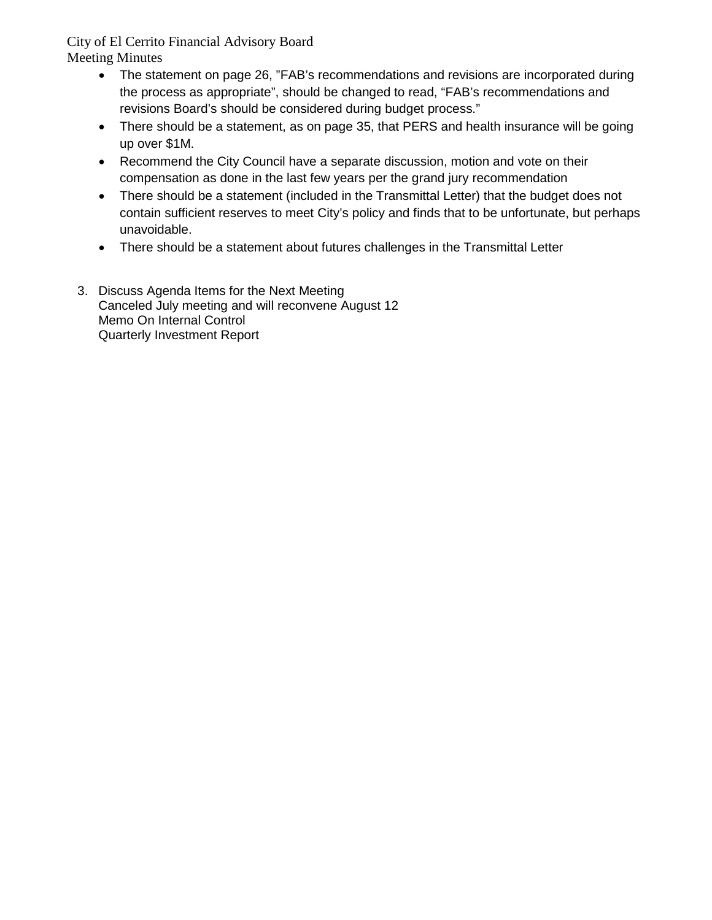- The statement on page 26, "FAB's recommendations and revisions are incorporated during the process as appropriate", should be changed to read, "FAB's recommendations and revisions Board's should be considered during budget process."
- There should be a statement, as on page 35, that PERS and health insurance will be going up over $1M.
- Recommend the City Council have a separate discussion, motion and vote on their compensation as done in the last few years per the grand jury recommendation
- There should be a statement (included in the Transmittal Letter) that the budget does not contain sufficient reserves to meet City's policy and finds that to be unfortunate, but perhaps unavoidable.
- There should be a statement about futures challenges in the Transmittal Letter

3. Discuss Agenda Items for the Next Meeting
   Canceled July meeting and will reconvene August 12
   Memo On Internal Control
   Quarterly Investment Report